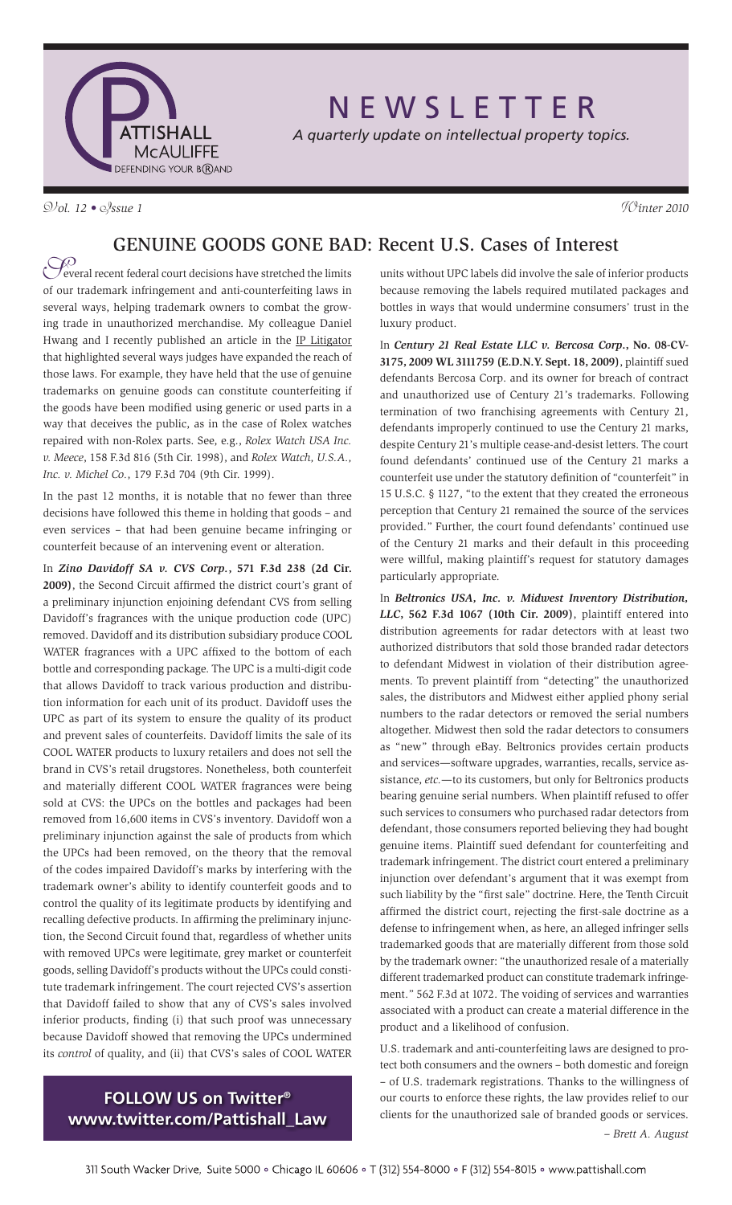# NEWSLETTER

*A quarterly update on intellectual property topics.*

*Vol. 12 • Issue 1* *Winter 2010*

## GENUINE GOODS GONE BAD: Recent U.S. Cases of Interest

Several recent federal court decisions have stretched the limits of our trademark infringement and anti-counterfeiting laws in several ways, helping trademark owners to combat the growing trade in unauthorized merchandise. My colleague Daniel Hwang and I recently published an article in the IP Litigator that highlighted several ways judges have expanded the reach of those laws. For example, they have held that the use of genuine trademarks on genuine goods can constitute counterfeiting if the goods have been modified using generic or used parts in a way that deceives the public, as in the case of Rolex watches repaired with non-Rolex parts. See, e.g., *Rolex Watch USA Inc. v. Meece*, 158 F.3d 816 (5th Cir. 1998), and *Rolex Watch, U.S.A., Inc. v. Michel Co.*, 179 F.3d 704 (9th Cir. 1999).

In the past 12 months, it is notable that no fewer than three decisions have followed this theme in holding that goods – and even services – that had been genuine became infringing or counterfeit because of an intervening event or alteration.

In ***Zino Davidoff SA v. CVS Corp.*, 571 F.3d 238 (2d Cir. 2009)**, the Second Circuit affirmed the district court's grant of a preliminary injunction enjoining defendant CVS from selling Davidoff's fragrances with the unique production code (UPC) removed. Davidoff and its distribution subsidiary produce COOL WATER fragrances with a UPC affixed to the bottom of each bottle and corresponding package. The UPC is a multi-digit code that allows Davidoff to track various production and distribution information for each unit of its product. Davidoff uses the UPC as part of its system to ensure the quality of its product and prevent sales of counterfeits. Davidoff limits the sale of its COOL WATER products to luxury retailers and does not sell the brand in CVS's retail drugstores. Nonetheless, both counterfeit and materially different COOL WATER fragrances were being sold at CVS: the UPCs on the bottles and packages had been removed from 16,600 items in CVS's inventory. Davidoff won a preliminary injunction against the sale of products from which the UPCs had been removed, on the theory that the removal of the codes impaired Davidoff's marks by interfering with the trademark owner's ability to identify counterfeit goods and to control the quality of its legitimate products by identifying and recalling defective products. In affirming the preliminary injunction, the Second Circuit found that, regardless of whether units with removed UPCs were legitimate, grey market or counterfeit goods, selling Davidoff's products without the UPCs could constitute trademark infringement. The court rejected CVS's assertion that Davidoff failed to show that any of CVS's sales involved inferior products, finding (i) that such proof was unnecessary because Davidoff showed that removing the UPCs undermined its *control* of quality, and (ii) that CVS's sales of COOL WATER units without UPC labels did involve the sale of inferior products because removing the labels required mutilated packages and bottles in ways that would undermine consumers' trust in the luxury product.

In ***Century 21 Real Estate LLC v. Bercosa Corp.*, No. 08-CV-3175, 2009 WL 3111759 (E.D.N.Y. Sept. 18, 2009)**, plaintiff sued defendants Bercosa Corp. and its owner for breach of contract and unauthorized use of Century 21's trademarks. Following termination of two franchising agreements with Century 21, defendants improperly continued to use the Century 21 marks, despite Century 21's multiple cease-and-desist letters. The court found defendants' continued use of the Century 21 marks a counterfeit use under the statutory definition of "counterfeit" in 15 U.S.C. § 1127, "to the extent that they created the erroneous perception that Century 21 remained the source of the services provided." Further, the court found defendants' continued use of the Century 21 marks and their default in this proceeding were willful, making plaintiff's request for statutory damages particularly appropriate.

In ***Beltronics USA, Inc. v. Midwest Inventory Distribution, LLC*, 562 F.3d 1067 (10th Cir. 2009)**, plaintiff entered into distribution agreements for radar detectors with at least two authorized distributors that sold those branded radar detectors to defendant Midwest in violation of their distribution agreements. To prevent plaintiff from "detecting" the unauthorized sales, the distributors and Midwest either applied phony serial numbers to the radar detectors or removed the serial numbers altogether. Midwest then sold the radar detectors to consumers as "new" through eBay. Beltronics provides certain products and services—software upgrades, warranties, recalls, service assistance, *etc.*—to its customers, but only for Beltronics products bearing genuine serial numbers. When plaintiff refused to offer such services to consumers who purchased radar detectors from defendant, those consumers reported believing they had bought genuine items. Plaintiff sued defendant for counterfeiting and trademark infringement. The district court entered a preliminary injunction over defendant's argument that it was exempt from such liability by the "first sale" doctrine. Here, the Tenth Circuit affirmed the district court, rejecting the first-sale doctrine as a defense to infringement when, as here, an alleged infringer sells trademarked goods that are materially different from those sold by the trademark owner: "the unauthorized resale of a materially different trademarked product can constitute trademark infringement." 562 F.3d at 1072. The voiding of services and warranties associated with a product can create a material difference in the product and a likelihood of confusion.

U.S. trademark and anti-counterfeiting laws are designed to protect both consumers and the owners – both domestic and foreign – of U.S. trademark registrations. Thanks to the willingness of our courts to enforce these rights, the law provides relief to our clients for the unauthorized sale of branded goods or services.

*– Brett A. August*

**FOLLOW US on Twitter®**
**www.twitter.com/Pattishall_Law**

311 South Wacker Drive, Suite 5000 • Chicago IL 60606 • T (312) 554-8000 • F (312) 554-8015 • www.pattishall.com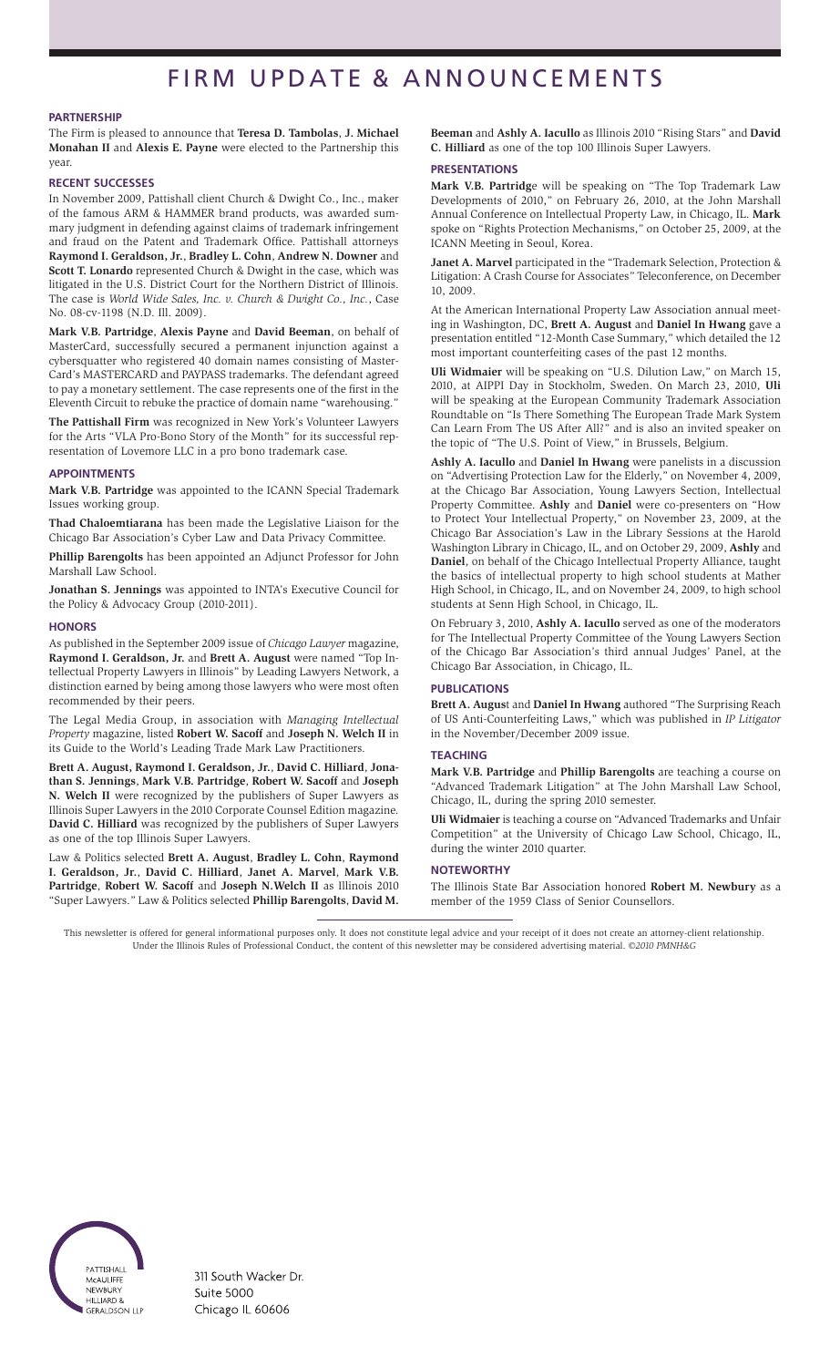# FIRM UPDATE & ANNOUNCEMENTS

## PARTNERSHIP

The Firm is pleased to announce that **Teresa D. Tambolas**, **J. Michael Monahan II** and **Alexis E. Payne** were elected to the Partnership this year.

## RECENT SUCCESSES

In November 2009, Pattishall client Church & Dwight Co., Inc., maker of the famous ARM & HAMMER brand products, was awarded summary judgment in defending against claims of trademark infringement and fraud on the Patent and Trademark Office. Pattishall attorneys **Raymond I. Geraldson, Jr.**, **Bradley L. Cohn**, **Andrew N. Downer** and **Scott T. Lonardo** represented Church & Dwight in the case, which was litigated in the U.S. District Court for the Northern District of Illinois. The case is *World Wide Sales, Inc. v. Church & Dwight Co., Inc.*, Case No. 08-cv-1198 (N.D. Ill. 2009).

**Mark V.B. Partridge**, **Alexis Payne** and **David Beeman**, on behalf of MasterCard, successfully secured a permanent injunction against a cybersquatter who registered 40 domain names consisting of MasterCard's MASTERCARD and PAYPASS trademarks. The defendant agreed to pay a monetary settlement. The case represents one of the first in the Eleventh Circuit to rebuke the practice of domain name "warehousing."

**The Pattishall Firm** was recognized in New York's Volunteer Lawyers for the Arts "VLA Pro-Bono Story of the Month" for its successful representation of Lovemore LLC in a pro bono trademark case.

## APPOINTMENTS

**Mark V.B. Partridge** was appointed to the ICANN Special Trademark Issues working group.

**Thad Chaloemtiarana** has been made the Legislative Liaison for the Chicago Bar Association's Cyber Law and Data Privacy Committee.

**Phillip Barengolts** has been appointed an Adjunct Professor for John Marshall Law School.

**Jonathan S. Jennings** was appointed to INTA's Executive Council for the Policy & Advocacy Group (2010-2011).

## HONORS

As published in the September 2009 issue of *Chicago Lawyer* magazine, **Raymond I. Geraldson, Jr.** and **Brett A. August** were named "Top Intellectual Property Lawyers in Illinois" by Leading Lawyers Network, a distinction earned by being among those lawyers who were most often recommended by their peers.

The Legal Media Group, in association with *Managing Intellectual Property* magazine, listed **Robert W. Sacoff** and **Joseph N. Welch II** in its Guide to the World's Leading Trade Mark Law Practitioners.

**Brett A. August, Raymond I. Geraldson, Jr.**, **David C. Hilliard**, **Jonathan S. Jennings**, **Mark V.B. Partridge**, **Robert W. Sacoff** and **Joseph N. Welch II** were recognized by the publishers of Super Lawyers as Illinois Super Lawyers in the 2010 Corporate Counsel Edition magazine. **David C. Hilliard** was recognized by the publishers of Super Lawyers as one of the top Illinois Super Lawyers.

Law & Politics selected **Brett A. August**, **Bradley L. Cohn**, **Raymond I. Geraldson, Jr.**, **David C. Hilliard**, **Janet A. Marvel**, **Mark V.B. Partridge**, **Robert W. Sacoff** and **Joseph N.Welch II** as Illinois 2010 "Super Lawyers." Law & Politics selected **Phillip Barengolts**, **David M. Beeman** and **Ashly A. Iacullo** as Illinois 2010 "Rising Stars" and **David C. Hilliard** as one of the top 100 Illinois Super Lawyers.

## PRESENTATIONS

**Mark V.B. Partridge** will be speaking on "The Top Trademark Law Developments of 2010," on February 26, 2010, at the John Marshall Annual Conference on Intellectual Property Law, in Chicago, IL. **Mark** spoke on "Rights Protection Mechanisms," on October 25, 2009, at the ICANN Meeting in Seoul, Korea.

**Janet A. Marvel** participated in the "Trademark Selection, Protection & Litigation: A Crash Course for Associates" Teleconference, on December 10, 2009.

At the American International Property Law Association annual meeting in Washington, DC, **Brett A. August** and **Daniel In Hwang** gave a presentation entitled "12-Month Case Summary," which detailed the 12 most important counterfeiting cases of the past 12 months.

**Uli Widmaier** will be speaking on "U.S. Dilution Law," on March 15, 2010, at AIPPI Day in Stockholm, Sweden. On March 23, 2010, **Uli** will be speaking at the European Community Trademark Association Roundtable on "Is There Something The European Trade Mark System Can Learn From The US After All?" and is also an invited speaker on the topic of "The U.S. Point of View," in Brussels, Belgium.

**Ashly A. Iacullo** and **Daniel In Hwang** were panelists in a discussion on "Advertising Protection Law for the Elderly," on November 4, 2009, at the Chicago Bar Association, Young Lawyers Section, Intellectual Property Committee. **Ashly** and **Daniel** were co-presenters on "How to Protect Your Intellectual Property," on November 23, 2009, at the Chicago Bar Association's Law in the Library Sessions at the Harold Washington Library in Chicago, IL, and on October 29, 2009, **Ashly** and **Daniel**, on behalf of the Chicago Intellectual Property Alliance, taught the basics of intellectual property to high school students at Mather High School, in Chicago, IL, and on November 24, 2009, to high school students at Senn High School, in Chicago, IL.

On February 3, 2010, **Ashly A. Iacullo** served as one of the moderators for The Intellectual Property Committee of the Young Lawyers Section of the Chicago Bar Association's third annual Judges' Panel, at the Chicago Bar Association, in Chicago, IL.

## PUBLICATIONS

**Brett A. August** and **Daniel In Hwang** authored "The Surprising Reach of US Anti-Counterfeiting Laws," which was published in *IP Litigator* in the November/December 2009 issue.

## TEACHING

**Mark V.B. Partridge** and **Phillip Barengolts** are teaching a course on "Advanced Trademark Litigation" at The John Marshall Law School, Chicago, IL, during the spring 2010 semester.

**Uli Widmaier** is teaching a course on "Advanced Trademarks and Unfair Competition" at the University of Chicago Law School, Chicago, IL, during the winter 2010 quarter.

## NOTEWORTHY

The Illinois State Bar Association honored **Robert M. Newbury** as a member of the 1959 Class of Senior Counsellors.

---

This newsletter is offered for general informational purposes only. It does not constitute legal advice and your receipt of it does not create an attorney-client relationship. Under the Illinois Rules of Professional Conduct, the content of this newsletter may be considered advertising material. ©2010 PMNH&G

PATTISHALL McAULIFFE NEWBURY HILLIARD & GERALDSON LLP

311 South Wacker Dr.
Suite 5000
Chicago IL 60606